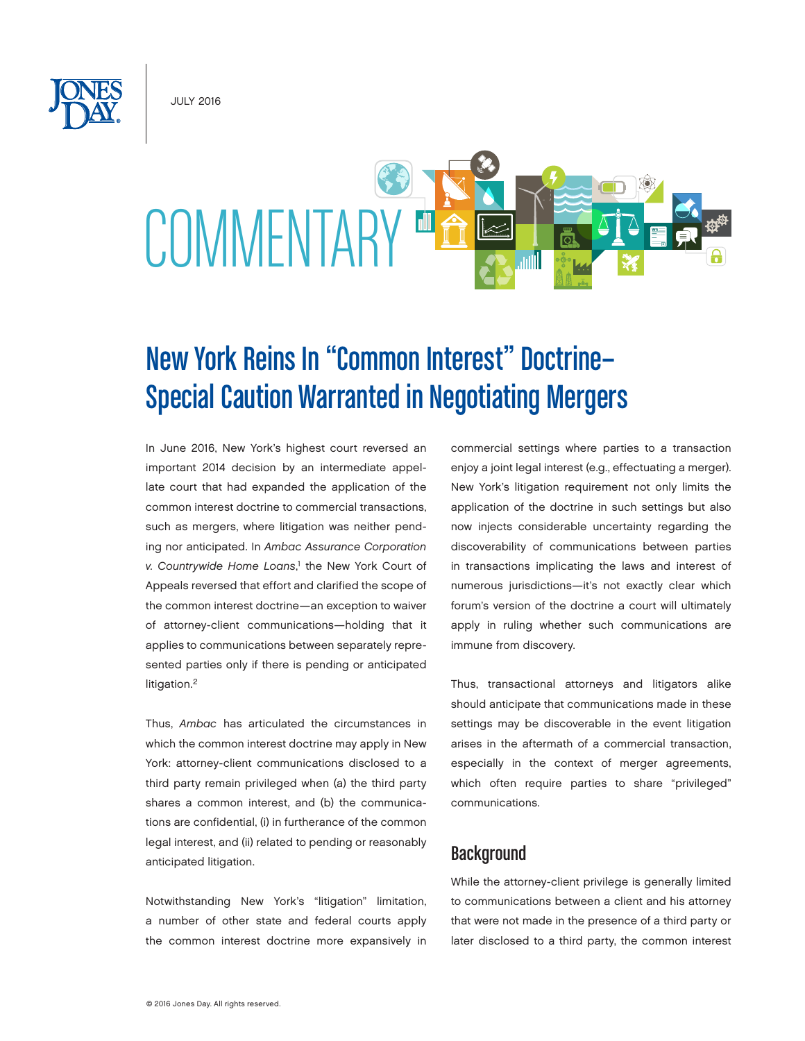JULY 2016

# COMMENTARY

## New York Reins In "Common Interest" Doctrine—Special Caution Warranted in Negotiating Mergers

In June 2016, New York's highest court reversed an important 2014 decision by an intermediate appellate court that had expanded the application of the common interest doctrine to commercial transactions, such as mergers, where litigation was neither pending nor anticipated. In *Ambac Assurance Corporation v. Countrywide Home Loans*,[1] the New York Court of Appeals reversed that effort and clarified the scope of the common interest doctrine—an exception to waiver of attorney-client communications—holding that it applies to communications between separately represented parties only if there is pending or anticipated litigation.[2]

Thus, *Ambac* has articulated the circumstances in which the common interest doctrine may apply in New York: attorney-client communications disclosed to a third party remain privileged when (a) the third party shares a common interest, and (b) the communications are confidential, (i) in furtherance of the common legal interest, and (ii) related to pending or reasonably anticipated litigation.

Notwithstanding New York's "litigation" limitation, a number of other state and federal courts apply the common interest doctrine more expansively in commercial settings where parties to a transaction enjoy a joint legal interest (e.g., effectuating a merger). New York's litigation requirement not only limits the application of the doctrine in such settings but also now injects considerable uncertainty regarding the discoverability of communications between parties in transactions implicating the laws and interest of numerous jurisdictions—it's not exactly clear which forum's version of the doctrine a court will ultimately apply in ruling whether such communications are immune from discovery.

Thus, transactional attorneys and litigators alike should anticipate that communications made in these settings may be discoverable in the event litigation arises in the aftermath of a commercial transaction, especially in the context of merger agreements, which often require parties to share "privileged" communications.

### Background

While the attorney-client privilege is generally limited to communications between a client and his attorney that were not made in the presence of a third party or later disclosed to a third party, the common interest

© 2016 Jones Day. All rights reserved.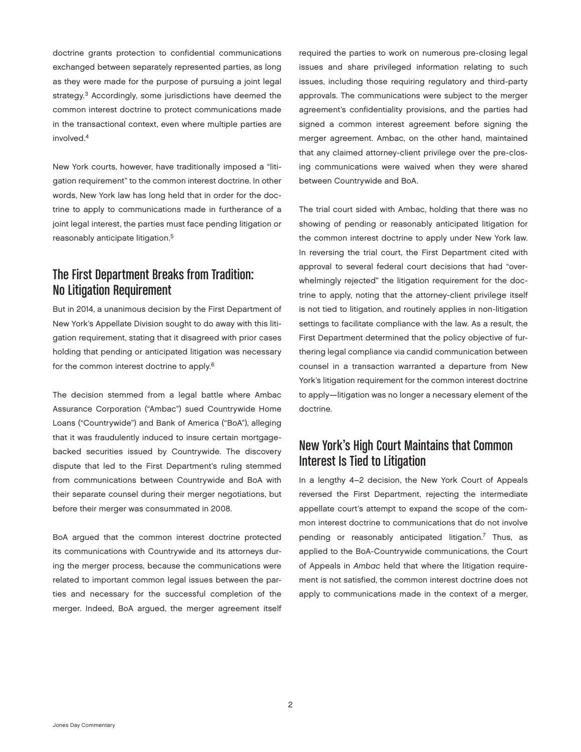doctrine grants protection to confidential communications exchanged between separately represented parties, as long as they were made for the purpose of pursuing a joint legal strategy.[3] Accordingly, some jurisdictions have deemed the common interest doctrine to protect communications made in the transactional context, even where multiple parties are involved.[4]

New York courts, however, have traditionally imposed a "litigation requirement" to the common interest doctrine. In other words, New York law has long held that in order for the doctrine to apply to communications made in furtherance of a joint legal interest, the parties must face pending litigation or reasonably anticipate litigation.[5]

## The First Department Breaks from Tradition: No Litigation Requirement

But in 2014, a unanimous decision by the First Department of New York's Appellate Division sought to do away with this litigation requirement, stating that it disagreed with prior cases holding that pending or anticipated litigation was necessary for the common interest doctrine to apply.[6]

The decision stemmed from a legal battle where Ambac Assurance Corporation ("Ambac") sued Countrywide Home Loans ("Countrywide") and Bank of America ("BoA"), alleging that it was fraudulently induced to insure certain mortgage-backed securities issued by Countrywide. The discovery dispute that led to the First Department's ruling stemmed from communications between Countrywide and BoA with their separate counsel during their merger negotiations, but before their merger was consummated in 2008.

BoA argued that the common interest doctrine protected its communications with Countrywide and its attorneys during the merger process, because the communications were related to important common legal issues between the parties and necessary for the successful completion of the merger. Indeed, BoA argued, the merger agreement itself required the parties to work on numerous pre-closing legal issues and share privileged information relating to such issues, including those requiring regulatory and third-party approvals. The communications were subject to the merger agreement's confidentiality provisions, and the parties had signed a common interest agreement before signing the merger agreement. Ambac, on the other hand, maintained that any claimed attorney-client privilege over the pre-closing communications were waived when they were shared between Countrywide and BoA.

The trial court sided with Ambac, holding that there was no showing of pending or reasonably anticipated litigation for the common interest doctrine to apply under New York law. In reversing the trial court, the First Department cited with approval to several federal court decisions that had "overwhelmingly rejected" the litigation requirement for the doctrine to apply, noting that the attorney-client privilege itself is not tied to litigation, and routinely applies in non-litigation settings to facilitate compliance with the law. As a result, the First Department determined that the policy objective of furthering legal compliance via candid communication between counsel in a transaction warranted a departure from New York's litigation requirement for the common interest doctrine to apply—litigation was no longer a necessary element of the doctrine.

## New York's High Court Maintains that Common Interest Is Tied to Litigation

In a lengthy 4–2 decision, the New York Court of Appeals reversed the First Department, rejecting the intermediate appellate court's attempt to expand the scope of the common interest doctrine to communications that do not involve pending or reasonably anticipated litigation.[7] Thus, as applied to the BoA-Countrywide communications, the Court of Appeals in *Ambac* held that where the litigation requirement is not satisfied, the common interest doctrine does not apply to communications made in the context of a merger,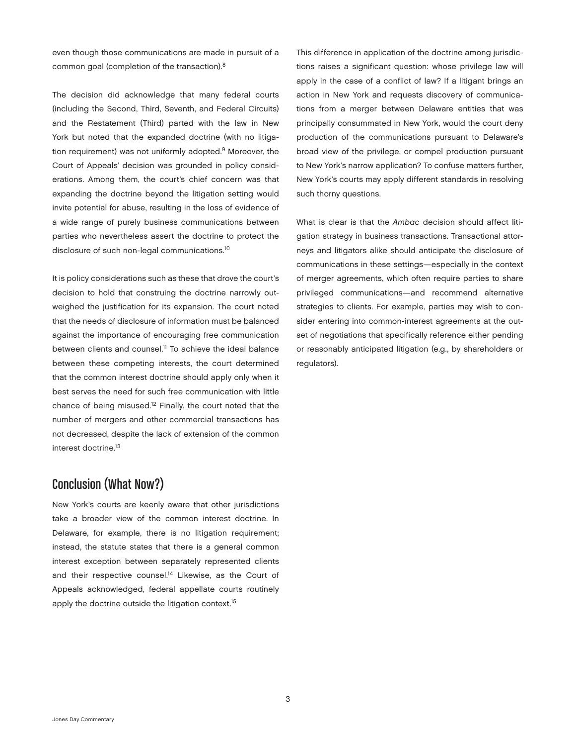even though those communications are made in pursuit of a common goal (completion of the transaction).[8]

The decision did acknowledge that many federal courts (including the Second, Third, Seventh, and Federal Circuits) and the Restatement (Third) parted with the law in New York but noted that the expanded doctrine (with no litigation requirement) was not uniformly adopted.[9] Moreover, the Court of Appeals' decision was grounded in policy considerations. Among them, the court's chief concern was that expanding the doctrine beyond the litigation setting would invite potential for abuse, resulting in the loss of evidence of a wide range of purely business communications between parties who nevertheless assert the doctrine to protect the disclosure of such non-legal communications.[10]

It is policy considerations such as these that drove the court's decision to hold that construing the doctrine narrowly outweighed the justification for its expansion. The court noted that the needs of disclosure of information must be balanced against the importance of encouraging free communication between clients and counsel.[11] To achieve the ideal balance between these competing interests, the court determined that the common interest doctrine should apply only when it best serves the need for such free communication with little chance of being misused.[12] Finally, the court noted that the number of mergers and other commercial transactions has not decreased, despite the lack of extension of the common interest doctrine.[13]

## Conclusion (What Now?)

New York's courts are keenly aware that other jurisdictions take a broader view of the common interest doctrine. In Delaware, for example, there is no litigation requirement; instead, the statute states that there is a general common interest exception between separately represented clients and their respective counsel.[14] Likewise, as the Court of Appeals acknowledged, federal appellate courts routinely apply the doctrine outside the litigation context.[15]

This difference in application of the doctrine among jurisdictions raises a significant question: whose privilege law will apply in the case of a conflict of law? If a litigant brings an action in New York and requests discovery of communications from a merger between Delaware entities that was principally consummated in New York, would the court deny production of the communications pursuant to Delaware's broad view of the privilege, or compel production pursuant to New York's narrow application? To confuse matters further, New York's courts may apply different standards in resolving such thorny questions.

What is clear is that the *Ambac* decision should affect litigation strategy in business transactions. Transactional attorneys and litigators alike should anticipate the disclosure of communications in these settings—especially in the context of merger agreements, which often require parties to share privileged communications—and recommend alternative strategies to clients. For example, parties may wish to consider entering into common-interest agreements at the outset of negotiations that specifically reference either pending or reasonably anticipated litigation (e.g., by shareholders or regulators).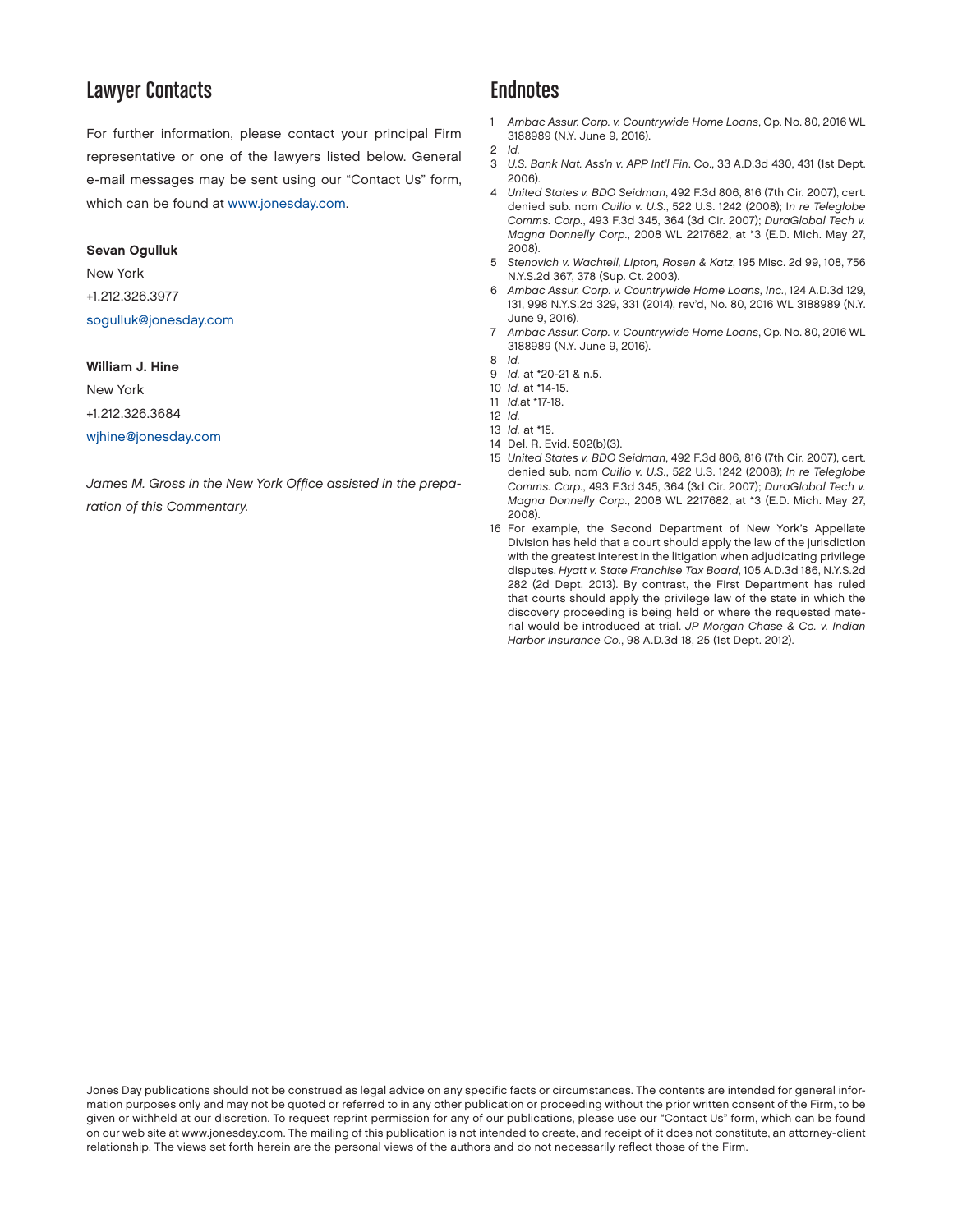## Lawyer Contacts

For further information, please contact your principal Firm representative or one of the lawyers listed below. General e-mail messages may be sent using our "Contact Us" form, which can be found at www.jonesday.com.

**Sevan Ogulluk**

New York

+1.212.326.3977

sogulluk@jonesday.com

**William J. Hine**

New York

+1.212.326.3684

wjhine@jonesday.com

*James M. Gross in the New York Office assisted in the preparation of this Commentary.*

## Endnotes

1 *Ambac Assur. Corp. v. Countrywide Home Loans*, Op. No. 80, 2016 WL 3188989 (N.Y. June 9, 2016).

2 *Id.*

3 *U.S. Bank Nat. Ass'n v. APP Int'l Fin.* Co., 33 A.D.3d 430, 431 (1st Dept. 2006).

4 *United States v. BDO Seidman*, 492 F.3d 806, 816 (7th Cir. 2007), cert. denied sub. nom *Cuillo v. U.S.*, 522 U.S. 1242 (2008); I*n re Teleglobe Comms. Corp.*, 493 F.3d 345, 364 (3d Cir. 2007); *DuraGlobal Tech v. Magna Donnelly Corp.*, 2008 WL 2217682, at *3 (E.D. Mich. May 27, 2008).

5 *Stenovich v. Wachtell, Lipton, Rosen & Katz*, 195 Misc. 2d 99, 108, 756 N.Y.S.2d 367, 378 (Sup. Ct. 2003).

6 *Ambac Assur. Corp. v. Countrywide Home Loans, Inc.*, 124 A.D.3d 129, 131, 998 N.Y.S.2d 329, 331 (2014), rev'd, No. 80, 2016 WL 3188989 (N.Y. June 9, 2016).

7 *Ambac Assur. Corp. v. Countrywide Home Loans*, Op. No. 80, 2016 WL 3188989 (N.Y. June 9, 2016).

8 *Id.*

9 *Id.* at *20-21 & n.5.

10 *Id.* at *14-15.

11 *Id.*at *17-18.

12 *Id.*

13 *Id.* at *15.

14 Del. R. Evid. 502(b)(3).

15 *United States v. BDO Seidman*, 492 F.3d 806, 816 (7th Cir. 2007), cert. denied sub. nom *Cuillo v. U.S.*, 522 U.S. 1242 (2008); *In re Teleglobe Comms. Corp.*, 493 F.3d 345, 364 (3d Cir. 2007); *DuraGlobal Tech v. Magna Donnelly Corp.*, 2008 WL 2217682, at *3 (E.D. Mich. May 27, 2008).

16 For example, the Second Department of New York's Appellate Division has held that a court should apply the law of the jurisdiction with the greatest interest in the litigation when adjudicating privilege disputes. *Hyatt v. State Franchise Tax Board*, 105 A.D.3d 186, N.Y.S.2d 282 (2d Dept. 2013). By contrast, the First Department has ruled that courts should apply the privilege law of the state in which the discovery proceeding is being held or where the requested material would be introduced at trial. *JP Morgan Chase & Co. v. Indian Harbor Insurance Co.*, 98 A.D.3d 18, 25 (1st Dept. 2012).

Jones Day publications should not be construed as legal advice on any specific facts or circumstances. The contents are intended for general information purposes only and may not be quoted or referred to in any other publication or proceeding without the prior written consent of the Firm, to be given or withheld at our discretion. To request reprint permission for any of our publications, please use our "Contact Us" form, which can be found on our web site at www.jonesday.com. The mailing of this publication is not intended to create, and receipt of it does not constitute, an attorney-client relationship. The views set forth herein are the personal views of the authors and do not necessarily reflect those of the Firm.